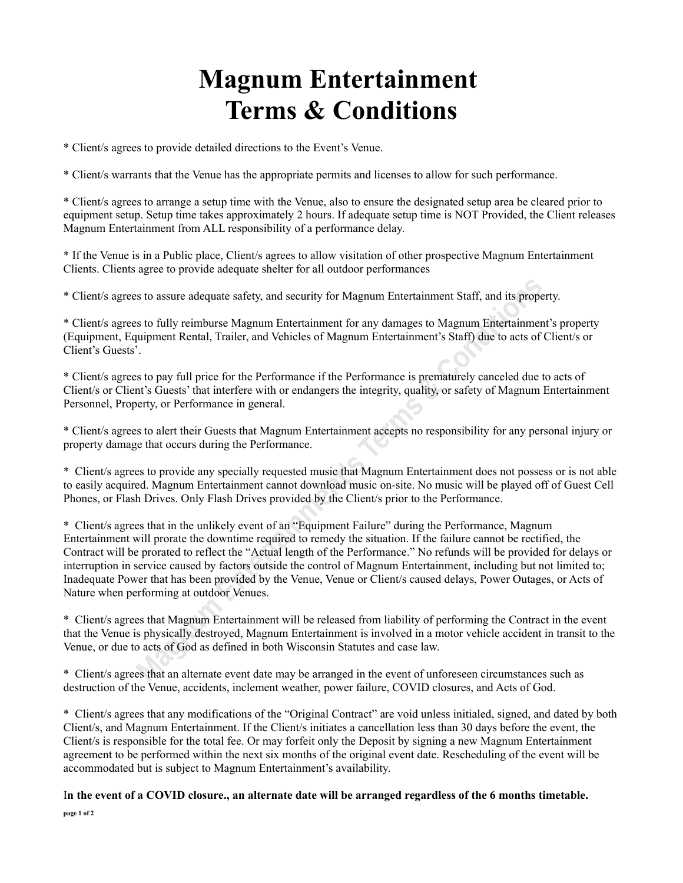# Magnum Entertainment Terms & Conditions

* Client/s agrees to provide detailed directions to the Event's Venue.

* Client/s warrants that the Venue has the appropriate permits and licenses to allow for such performance.

* Client/s agrees to arrange a setup time with the Venue, also to ensure the designated setup area be cleared prior to equipment setup. Setup time takes approximately 2 hours. If adequate setup time is NOT Provided, the Client releases Magnum Entertainment from ALL responsibility of a performance delay.

* If the Venue is in a Public place, Client/s agrees to allow visitation of other prospective Magnum Entertainment Clients. Clients agree to provide adequate shelter for all outdoor performances

* Client/s agrees to assure adequate safety, and security for Magnum Entertainment Staff, and its property.

* Client/s agrees to fully reimburse Magnum Entertainment for any damages to Magnum Entertainment's property (Equipment, Equipment Rental, Trailer, and Vehicles of Magnum Entertainment's Staff) due to acts of Client/s or Client's Guests'.

* Client/s agrees to pay full price for the Performance if the Performance is prematurely canceled due to acts of Client/s or Client's Guests' that interfere with or endangers the integrity, quality, or safety of Magnum Entertainment Personnel, Property, or Performance in general.

* Client/s agrees to alert their Guests that Magnum Entertainment accepts no responsibility for any personal injury or property damage that occurs during the Performance.

* Client/s agrees to provide any specially requested music that Magnum Entertainment does not possess or is not able to easily acquired. Magnum Entertainment cannot download music on-site. No music will be played off of Guest Cell Phones, or Flash Drives. Only Flash Drives provided by the Client/s prior to the Performance.

* Client/s agrees that in the unlikely event of an "Equipment Failure" during the Performance, Magnum Entertainment will prorate the downtime required to remedy the situation. If the failure cannot be rectified, the Contract will be prorated to reflect the "Actual length of the Performance." No refunds will be provided for delays or interruption in service caused by factors outside the control of Magnum Entertainment, including but not limited to; Inadequate Power that has been provided by the Venue, Venue or Client/s caused delays, Power Outages, or Acts of Nature when performing at outdoor Venues.

* Client/s agrees that Magnum Entertainment will be released from liability of performing the Contract in the event that the Venue is physically destroyed, Magnum Entertainment is involved in a motor vehicle accident in transit to the Venue, or due to acts of God as defined in both Wisconsin Statutes and case law.

* Client/s agrees that an alternate event date may be arranged in the event of unforeseen circumstances such as destruction of the Venue, accidents, inclement weather, power failure, COVID closures, and Acts of God.

* Client/s agrees that any modifications of the "Original Contract" are void unless initialed, signed, and dated by both Client/s, and Magnum Entertainment. If the Client/s initiates a cancellation less than 30 days before the event, the Client/s is responsible for the total fee. Or may forfeit only the Deposit by signing a new Magnum Entertainment agreement to be performed within the next six months of the original event date. Rescheduling of the event will be accommodated but is subject to Magnum Entertainment's availability.

**In the event of a COVID closure., an alternate date will be arranged regardless of the 6 months timetable.**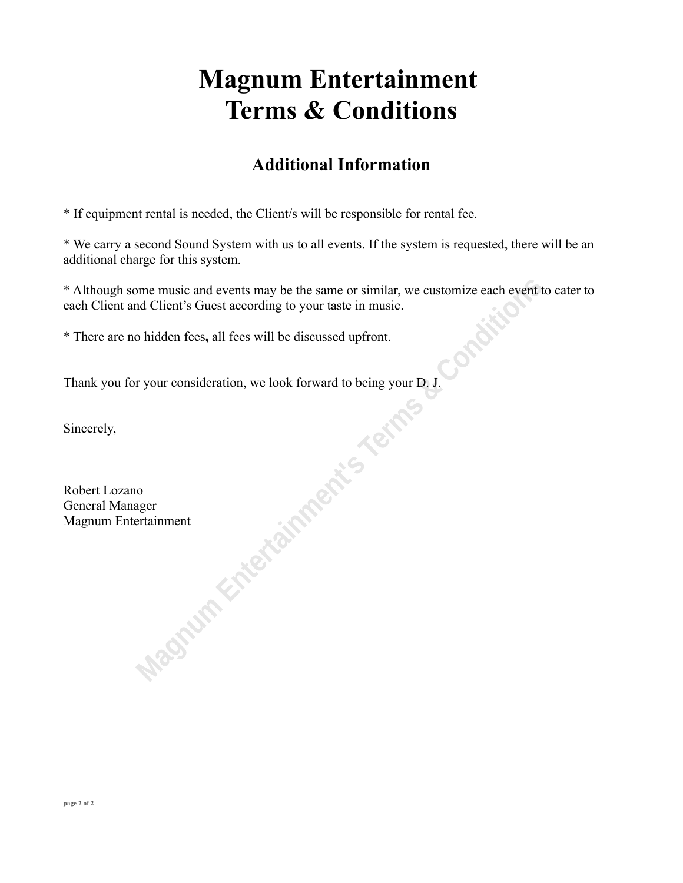# Magnum Entertainment Terms & Conditions

## Additional Information

* If equipment rental is needed, the Client/s will be responsible for rental fee.

* We carry a second Sound System with us to all events. If the system is requested, there will be an additional charge for this system.

* Although some music and events may be the same or similar, we customize each event to cater to each Client and Client's Guest according to your taste in music.

* There are no hidden fees**,** all fees will be discussed upfront.

Thank you for your consideration, we look forward to being your D. J.

Sincerely,

Robert Lozano
General Manager
Magnum Entertainment